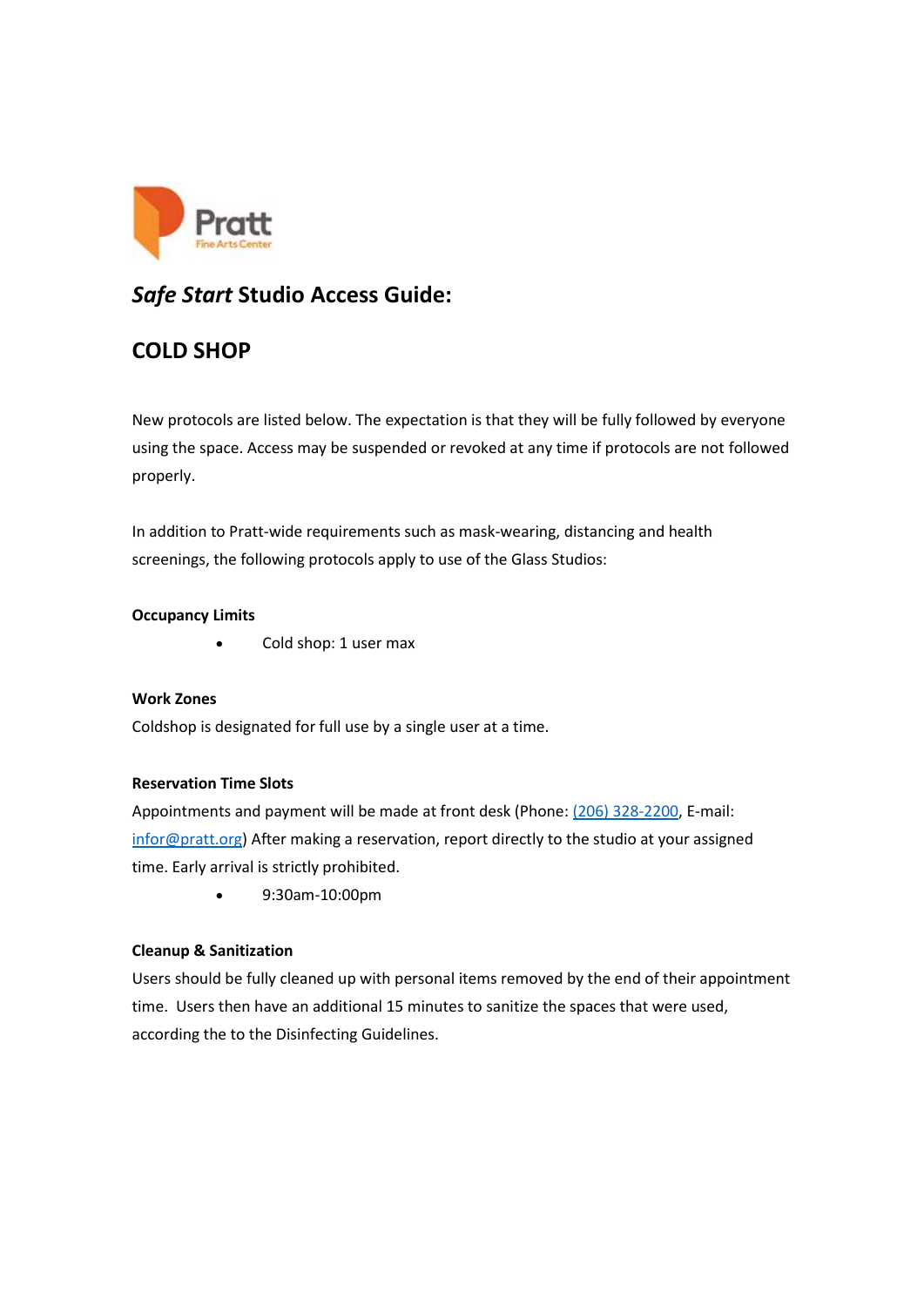Pratt
Fine Arts Center

# *Safe Start* Studio Access Guide:

# COLD SHOP

New protocols are listed below. The expectation is that they will be fully followed by everyone using the space. Access may be suspended or revoked at any time if protocols are not followed properly.

In addition to Pratt-wide requirements such as mask-wearing, distancing and health screenings, the following protocols apply to use of the Glass Studios:

**Occupancy Limits**

- Cold shop: 1 user max

**Work Zones**

Coldshop is designated for full use by a single user at a time.

**Reservation Time Slots**

Appointments and payment will be made at front desk (Phone: [(206) 328-2200](tel:2063282200), E-mail: [infor@pratt.org](mailto:infor@pratt.org)) After making a reservation, report directly to the studio at your assigned time. Early arrival is strictly prohibited.

- 9:30am-10:00pm

**Cleanup & Sanitization**

Users should be fully cleaned up with personal items removed by the end of their appointment time. Users then have an additional 15 minutes to sanitize the spaces that were used, according the to the Disinfecting Guidelines.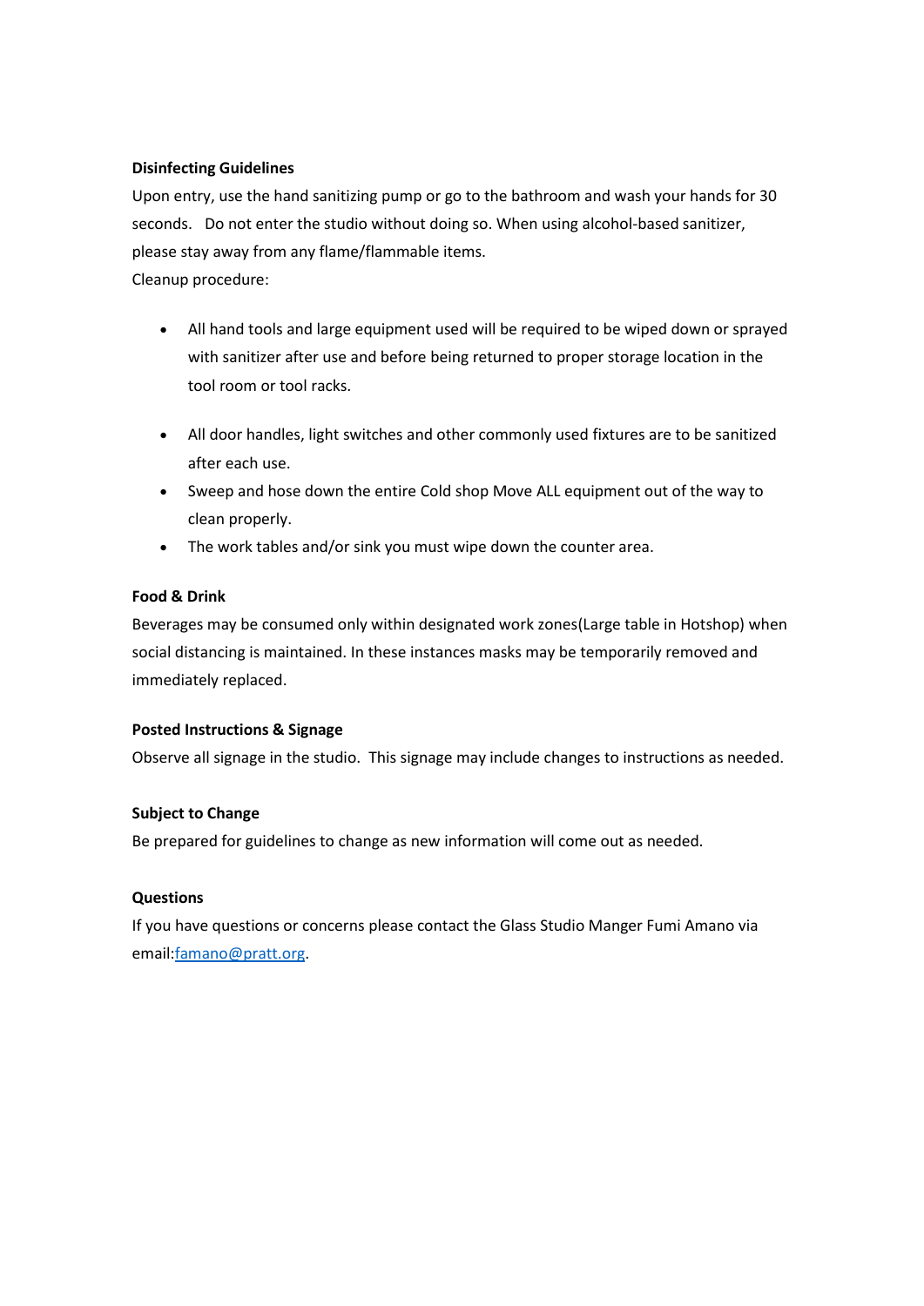**Disinfecting Guidelines**

Upon entry, use the hand sanitizing pump or go to the bathroom and wash your hands for 30 seconds. Do not enter the studio without doing so. When using alcohol-based sanitizer, please stay away from any flame/flammable items.

Cleanup procedure:

- All hand tools and large equipment used will be required to be wiped down or sprayed with sanitizer after use and before being returned to proper storage location in the tool room or tool racks.
- All door handles, light switches and other commonly used fixtures are to be sanitized after each use.
- Sweep and hose down the entire Cold shop Move ALL equipment out of the way to clean properly.
- The work tables and/or sink you must wipe down the counter area.

**Food & Drink**

Beverages may be consumed only within designated work zones(Large table in Hotshop) when social distancing is maintained. In these instances masks may be temporarily removed and immediately replaced.

**Posted Instructions & Signage**

Observe all signage in the studio. This signage may include changes to instructions as needed.

**Subject to Change**

Be prepared for guidelines to change as new information will come out as needed.

**Questions**

If you have questions or concerns please contact the Glass Studio Manger Fumi Amano via email:famano@pratt.org.